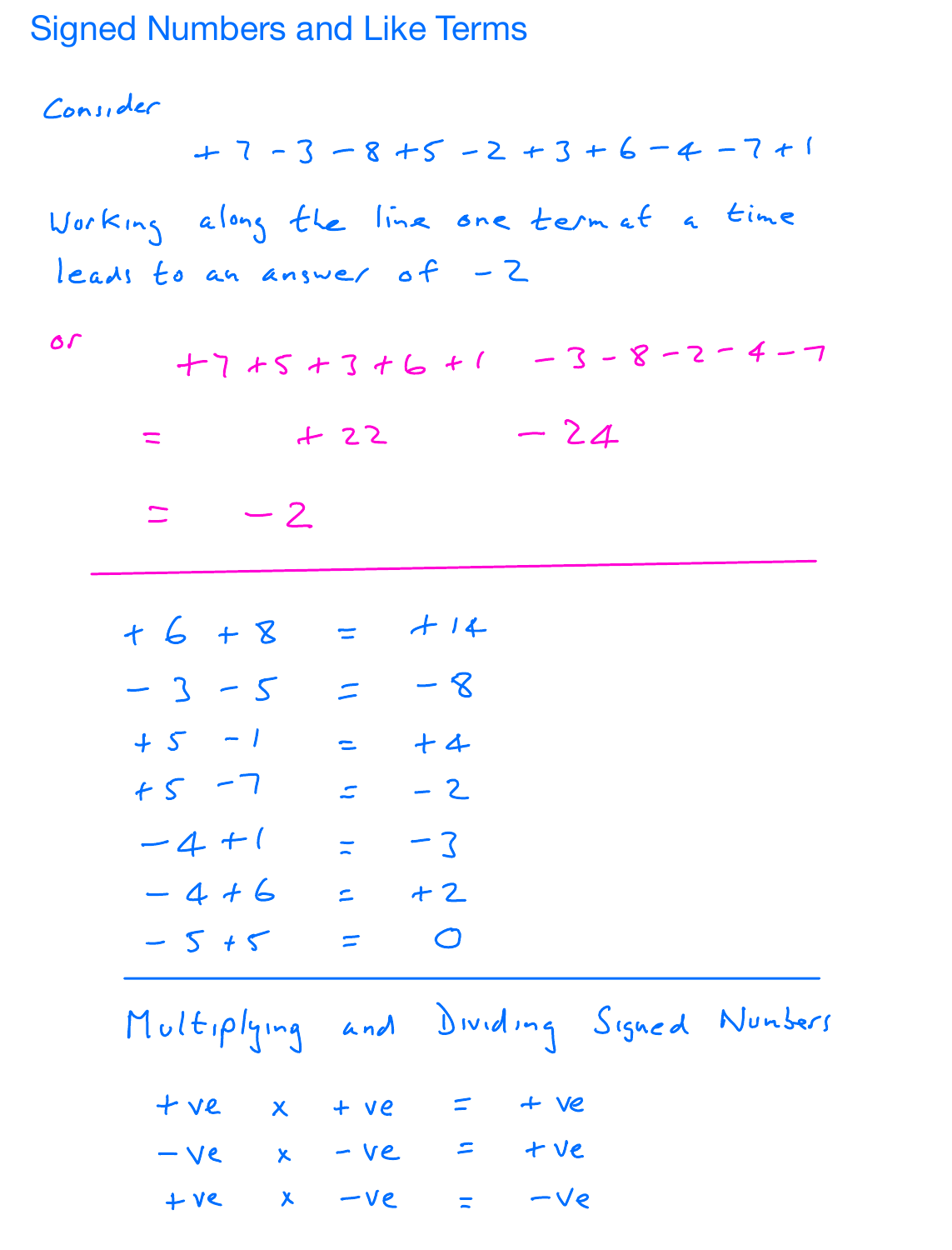# Signed Numbers and Like Terms

Consider

$$+7 - 3 - 8 + 5 - 2 + 3 + 6 - 4 - 7 + 1$$

Working along the line one term at a time leads to an answer of $-2$

or

$$+7 + 5 + 3 + 6 + 1 \quad - 3 - 8 - 2 - 4 - 7$$

$$= \quad +22 \quad -24$$

$$= \quad -2$$

---

$+6 + 8 = +14$

$-3 - 5 = -8$

$+5 - 1 = +4$

$+5 - 7 = -2$

$-4 + 1 = -3$

$-4 + 6 = +2$

$-5 + 5 = 0$

---

## Multiplying and Dividing Signed Numbers

+ve x +ve = +ve

−ve x −ve = +ve

+ve x −ve = −ve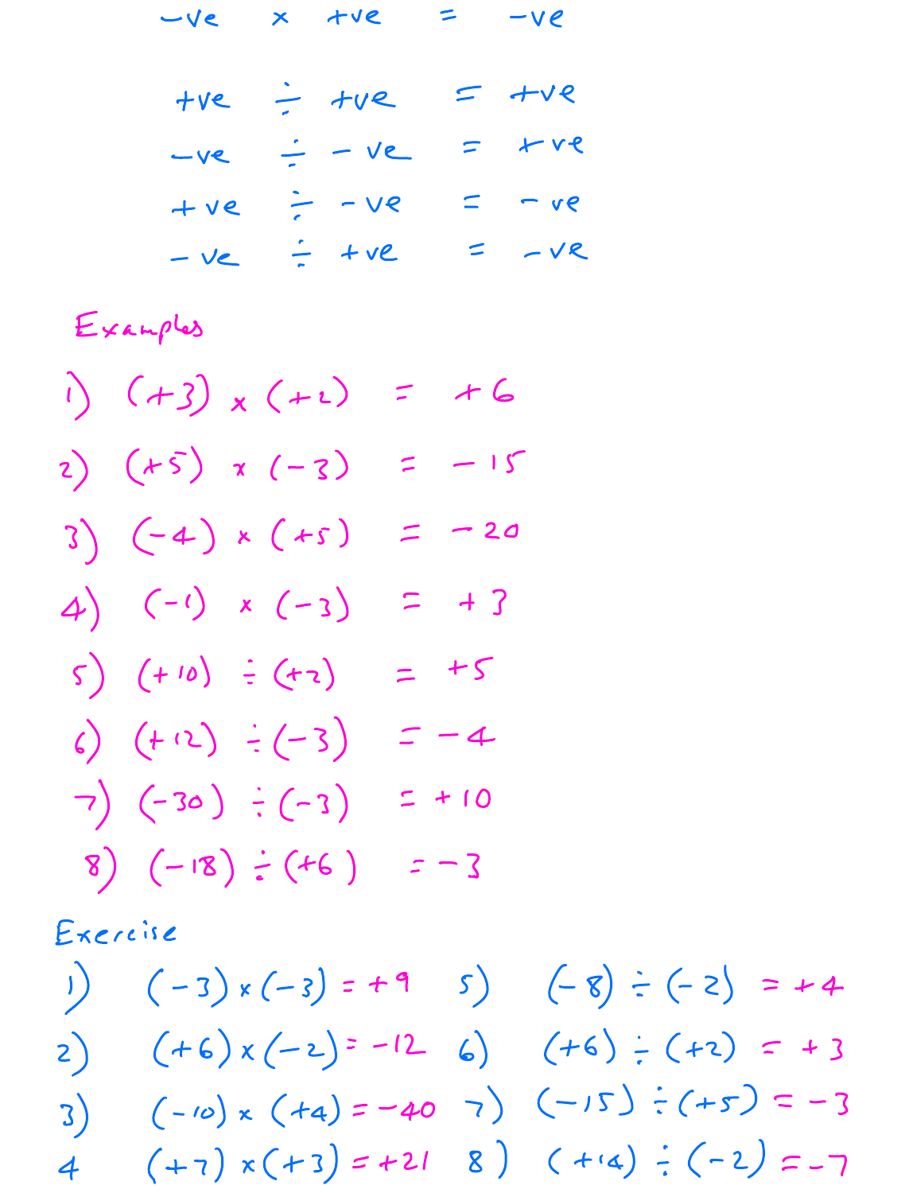−ve × +ve = −ve

+ve ÷ +ve = +ve

−ve ÷ −ve = +ve

+ve ÷ −ve = −ve

−ve ÷ +ve = −ve

## Examples

1) $(+3) \times (+2) = +6$

2) $(+5) \times (-3) = -15$

3) $(-4) \times (+5) = -20$

4) $(-1) \times (-3) = +3$

5) $(+10) \div (+2) = +5$

6) $(+12) \div (-3) = -4$

7) $(-30) \div (-3) = +10$

8) $(-18) \div (+6) = -3$

## Exercise

1) $(-3) \times (-3) = +9$

2) $(+6) \times (-2) = -12$

3) $(-10) \times (+4) = -40$

4) $(+7) \times (+3) = +21$

5) $(-8) \div (-2) = +4$

6) $(+6) \div (+2) = +3$

7) $(-15) \div (+5) = -3$

8) $(+14) \div (-2) = -7$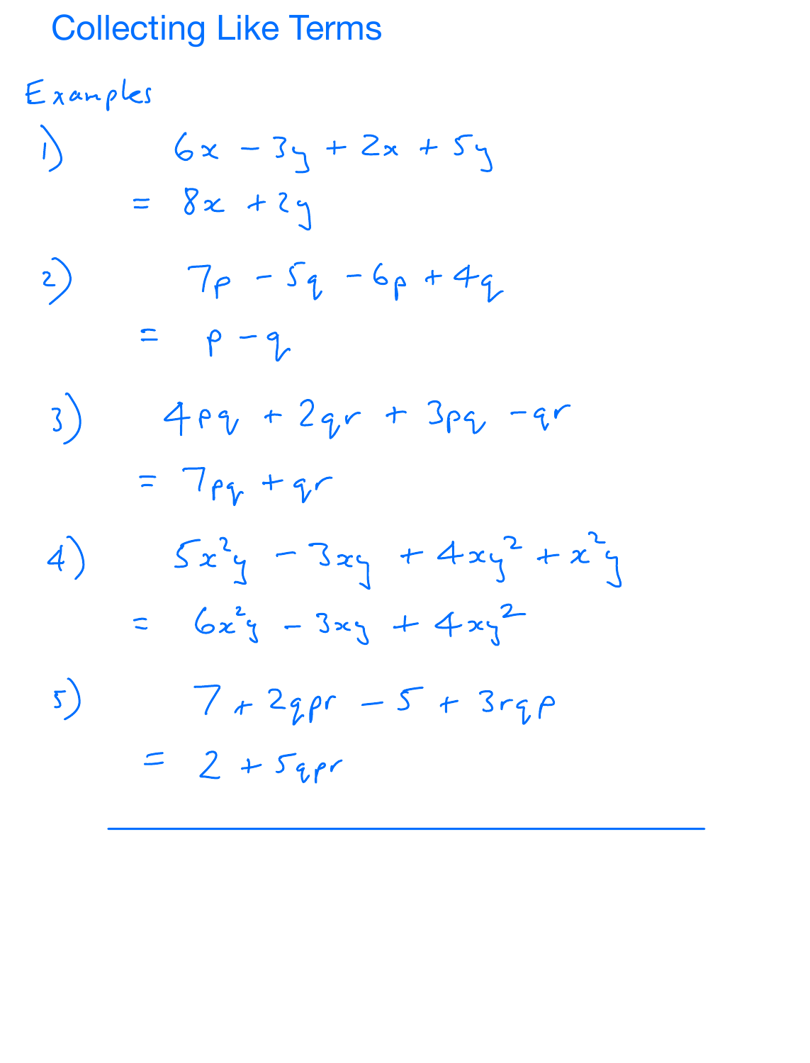# Collecting Like Terms

Examples

1) $6x - 3y + 2x + 5y$

$= 8x + 2y$

2) $7p - 5q - 6p + 4q$

$= p - q$

3) $4pq + 2qr + 3pq - qr$

$= 7pq + qr$

4) $5x^2y - 3xy + 4xy^2 + x^2y$

$= 6x^2y - 3xy + 4xy^2$

5) $7 + 2qpr - 5 + 3rqp$

$= 2 + 5qpr$

---